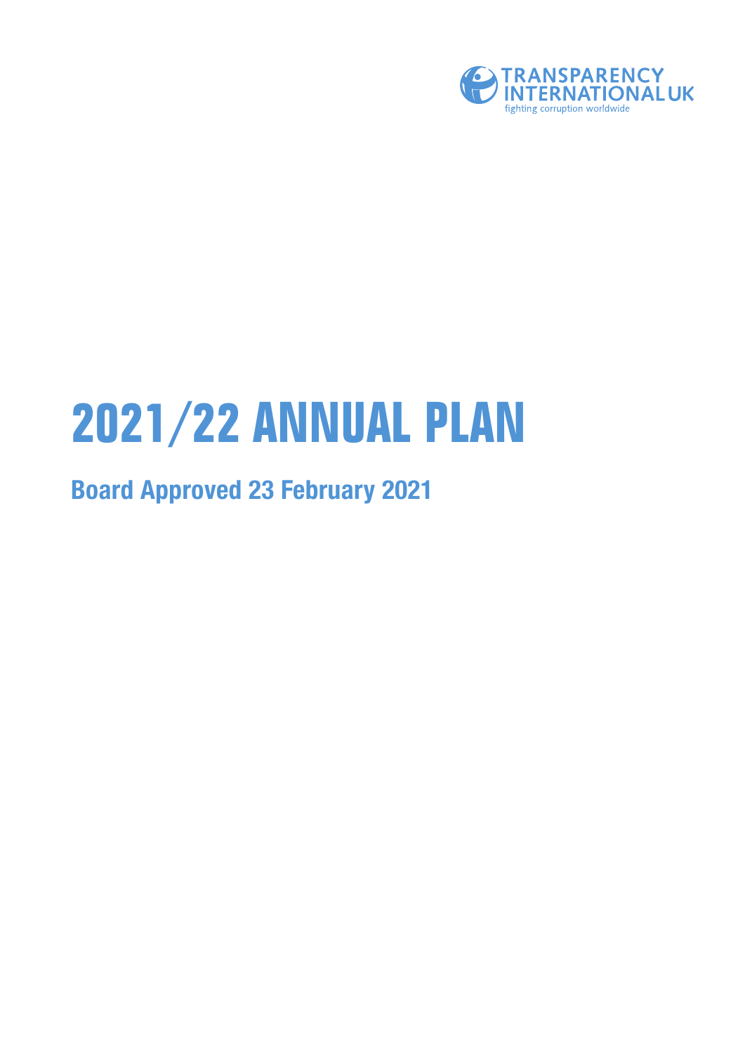TRANSPARENCY INTERNATIONAL UK

fighting corruption worldwide

# 2021/22 ANNUAL PLAN

## Board Approved 23 February 2021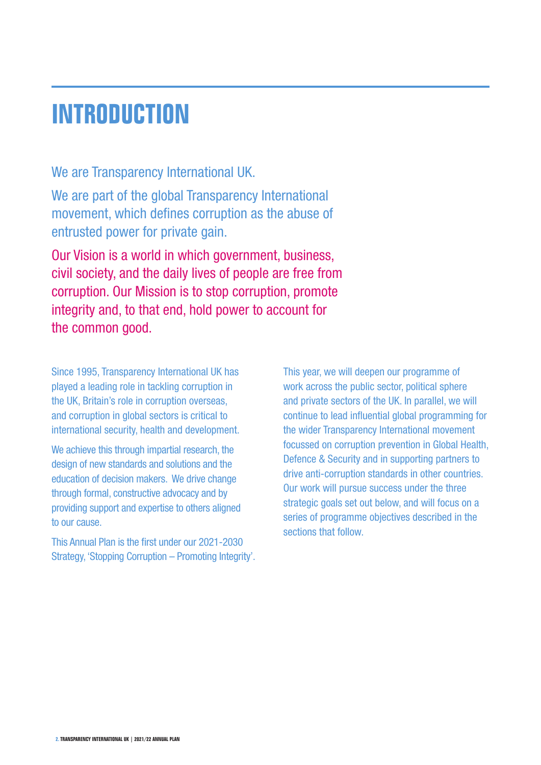# INTRODUCTION

We are Transparency International UK.

We are part of the global Transparency International movement, which defines corruption as the abuse of entrusted power for private gain.

Our Vision is a world in which government, business, civil society, and the daily lives of people are free from corruption. Our Mission is to stop corruption, promote integrity and, to that end, hold power to account for the common good.

Since 1995, Transparency International UK has played a leading role in tackling corruption in the UK, Britain's role in corruption overseas, and corruption in global sectors is critical to international security, health and development.

We achieve this through impartial research, the design of new standards and solutions and the education of decision makers. We drive change through formal, constructive advocacy and by providing support and expertise to others aligned to our cause.

This Annual Plan is the first under our 2021-2030 Strategy, 'Stopping Corruption – Promoting Integrity'.

This year, we will deepen our programme of work across the public sector, political sphere and private sectors of the UK. In parallel, we will continue to lead influential global programming for the wider Transparency International movement focussed on corruption prevention in Global Health, Defence & Security and in supporting partners to drive anti-corruption standards in other countries. Our work will pursue success under the three strategic goals set out below, and will focus on a series of programme objectives described in the sections that follow.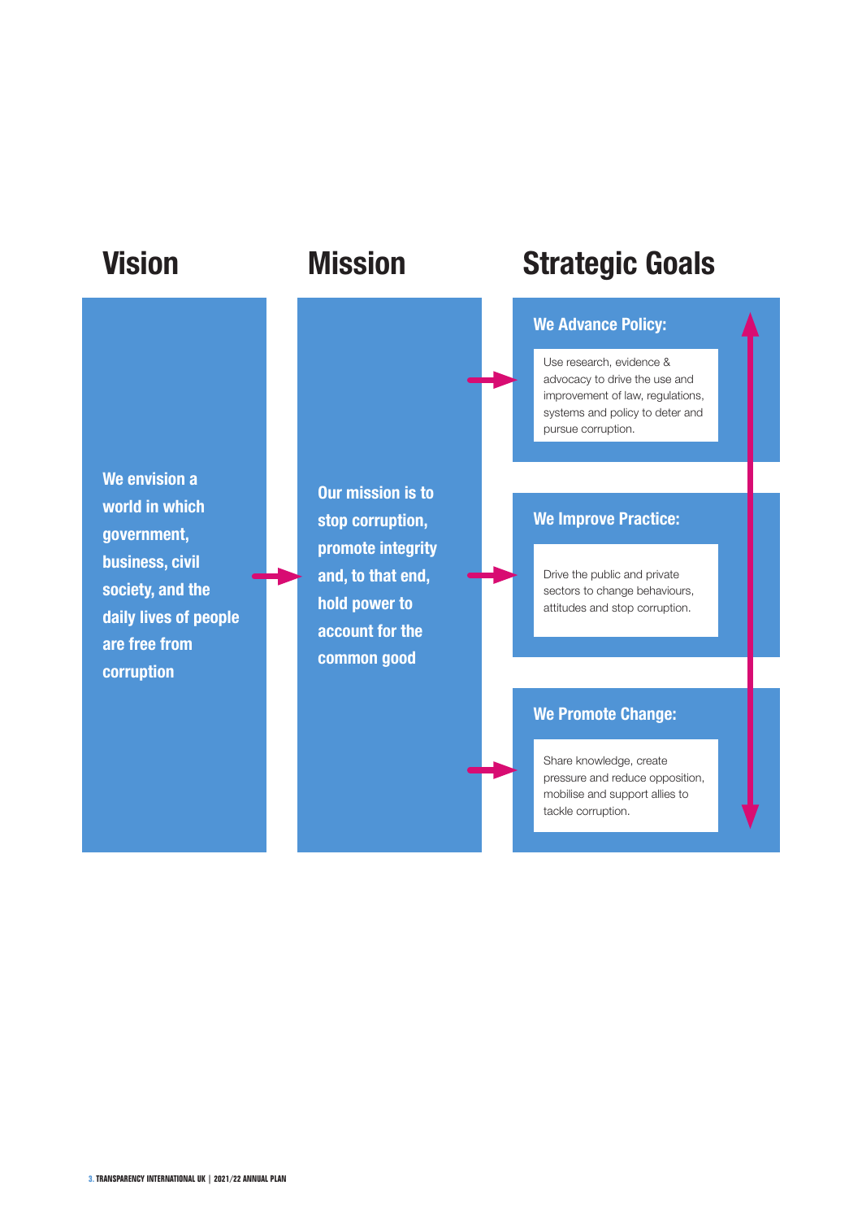## Vision

We envision a world in which government, business, civil society, and the daily lives of people are free from corruption

## Mission

Our mission is to stop corruption, promote integrity and, to that end, hold power to account for the common good

## Strategic Goals

### We Advance Policy:

Use research, evidence & advocacy to drive the use and improvement of law, regulations, systems and policy to deter and pursue corruption.

### We Improve Practice:

Drive the public and private sectors to change behaviours, attitudes and stop corruption.

### We Promote Change:

Share knowledge, create pressure and reduce opposition, mobilise and support allies to tackle corruption.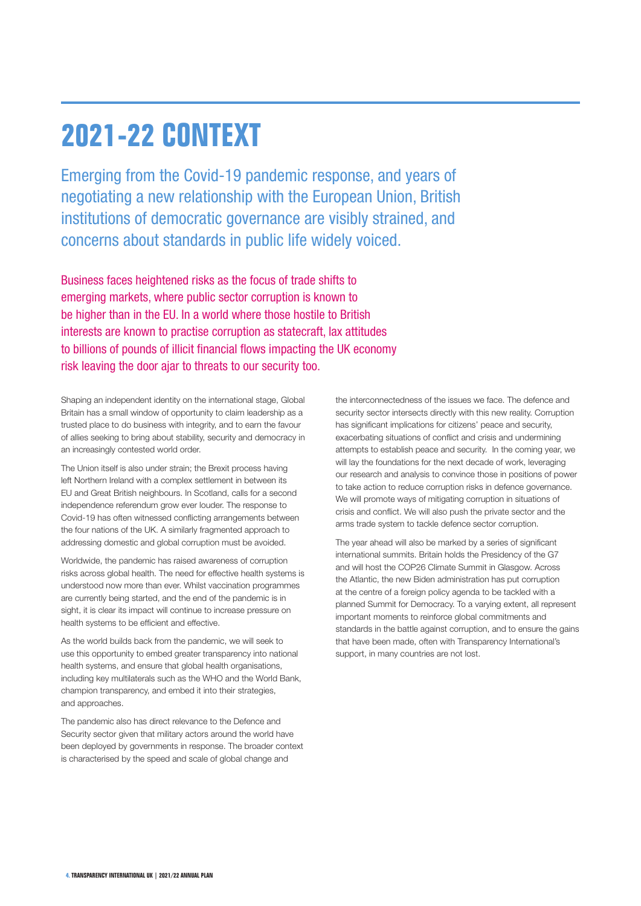# 2021-22 CONTEXT

Emerging from the Covid-19 pandemic response, and years of negotiating a new relationship with the European Union, British institutions of democratic governance are visibly strained, and concerns about standards in public life widely voiced.

Business faces heightened risks as the focus of trade shifts to emerging markets, where public sector corruption is known to be higher than in the EU. In a world where those hostile to British interests are known to practise corruption as statecraft, lax attitudes to billions of pounds of illicit financial flows impacting the UK economy risk leaving the door ajar to threats to our security too.

Shaping an independent identity on the international stage, Global Britain has a small window of opportunity to claim leadership as a trusted place to do business with integrity, and to earn the favour of allies seeking to bring about stability, security and democracy in an increasingly contested world order.

The Union itself is also under strain; the Brexit process having left Northern Ireland with a complex settlement in between its EU and Great British neighbours. In Scotland, calls for a second independence referendum grow ever louder. The response to Covid-19 has often witnessed conflicting arrangements between the four nations of the UK. A similarly fragmented approach to addressing domestic and global corruption must be avoided.

Worldwide, the pandemic has raised awareness of corruption risks across global health. The need for effective health systems is understood now more than ever. Whilst vaccination programmes are currently being started, and the end of the pandemic is in sight, it is clear its impact will continue to increase pressure on health systems to be efficient and effective.

As the world builds back from the pandemic, we will seek to use this opportunity to embed greater transparency into national health systems, and ensure that global health organisations, including key multilaterals such as the WHO and the World Bank, champion transparency, and embed it into their strategies, and approaches.

The pandemic also has direct relevance to the Defence and Security sector given that military actors around the world have been deployed by governments in response. The broader context is characterised by the speed and scale of global change and the interconnectedness of the issues we face. The defence and security sector intersects directly with this new reality. Corruption has significant implications for citizens' peace and security, exacerbating situations of conflict and crisis and undermining attempts to establish peace and security. In the coming year, we will lay the foundations for the next decade of work, leveraging our research and analysis to convince those in positions of power to take action to reduce corruption risks in defence governance. We will promote ways of mitigating corruption in situations of crisis and conflict. We will also push the private sector and the arms trade system to tackle defence sector corruption.

The year ahead will also be marked by a series of significant international summits. Britain holds the Presidency of the G7 and will host the COP26 Climate Summit in Glasgow. Across the Atlantic, the new Biden administration has put corruption at the centre of a foreign policy agenda to be tackled with a planned Summit for Democracy. To a varying extent, all represent important moments to reinforce global commitments and standards in the battle against corruption, and to ensure the gains that have been made, often with Transparency International's support, in many countries are not lost.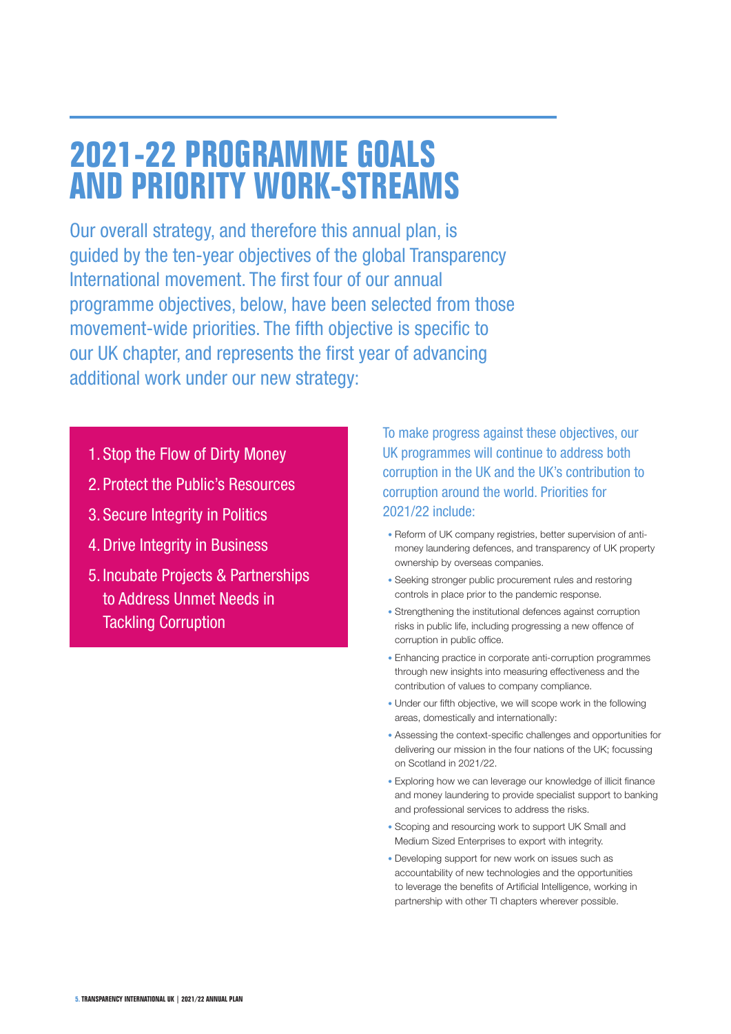# 2021-22 PROGRAMME GOALS AND PRIORITY WORK-STREAMS

Our overall strategy, and therefore this annual plan, is guided by the ten-year objectives of the global Transparency International movement. The first four of our annual programme objectives, below, have been selected from those movement-wide priorities. The fifth objective is specific to our UK chapter, and represents the first year of advancing additional work under our new strategy:

1. Stop the Flow of Dirty Money
2. Protect the Public's Resources
3. Secure Integrity in Politics
4. Drive Integrity in Business
5. Incubate Projects & Partnerships to Address Unmet Needs in Tackling Corruption

To make progress against these objectives, our UK programmes will continue to address both corruption in the UK and the UK's contribution to corruption around the world. Priorities for 2021/22 include:

- Reform of UK company registries, better supervision of anti-money laundering defences, and transparency of UK property ownership by overseas companies.
- Seeking stronger public procurement rules and restoring controls in place prior to the pandemic response.
- Strengthening the institutional defences against corruption risks in public life, including progressing a new offence of corruption in public office.
- Enhancing practice in corporate anti-corruption programmes through new insights into measuring effectiveness and the contribution of values to company compliance.
- Under our fifth objective, we will scope work in the following areas, domestically and internationally:
- Assessing the context-specific challenges and opportunities for delivering our mission in the four nations of the UK; focussing on Scotland in 2021/22.
- Exploring how we can leverage our knowledge of illicit finance and money laundering to provide specialist support to banking and professional services to address the risks.
- Scoping and resourcing work to support UK Small and Medium Sized Enterprises to export with integrity.
- Developing support for new work on issues such as accountability of new technologies and the opportunities to leverage the benefits of Artificial Intelligence, working in partnership with other TI chapters wherever possible.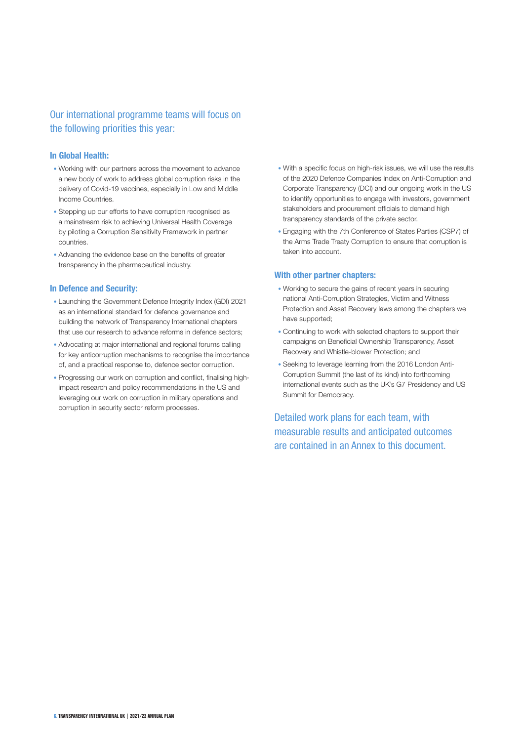## Our international programme teams will focus on the following priorities this year:

### In Global Health:

- Working with our partners across the movement to advance a new body of work to address global corruption risks in the delivery of Covid-19 vaccines, especially in Low and Middle Income Countries.
- Stepping up our efforts to have corruption recognised as a mainstream risk to achieving Universal Health Coverage by piloting a Corruption Sensitivity Framework in partner countries.
- Advancing the evidence base on the benefits of greater transparency in the pharmaceutical industry.

### In Defence and Security:

- Launching the Government Defence Integrity Index (GDI) 2021 as an international standard for defence governance and building the network of Transparency International chapters that use our research to advance reforms in defence sectors;
- Advocating at major international and regional forums calling for key anticorruption mechanisms to recognise the importance of, and a practical response to, defence sector corruption.
- Progressing our work on corruption and conflict, finalising high-impact research and policy recommendations in the US and leveraging our work on corruption in military operations and corruption in security sector reform processes.
- With a specific focus on high-risk issues, we will use the results of the 2020 Defence Companies Index on Anti-Corruption and Corporate Transparency (DCI) and our ongoing work in the US to identify opportunities to engage with investors, government stakeholders and procurement officials to demand high transparency standards of the private sector.
- Engaging with the 7th Conference of States Parties (CSP7) of the Arms Trade Treaty Corruption to ensure that corruption is taken into account.

### With other partner chapters:

- Working to secure the gains of recent years in securing national Anti-Corruption Strategies, Victim and Witness Protection and Asset Recovery laws among the chapters we have supported;
- Continuing to work with selected chapters to support their campaigns on Beneficial Ownership Transparency, Asset Recovery and Whistle-blower Protection; and
- Seeking to leverage learning from the 2016 London Anti-Corruption Summit (the last of its kind) into forthcoming international events such as the UK's G7 Presidency and US Summit for Democracy.

## Detailed work plans for each team, with measurable results and anticipated outcomes are contained in an Annex to this document.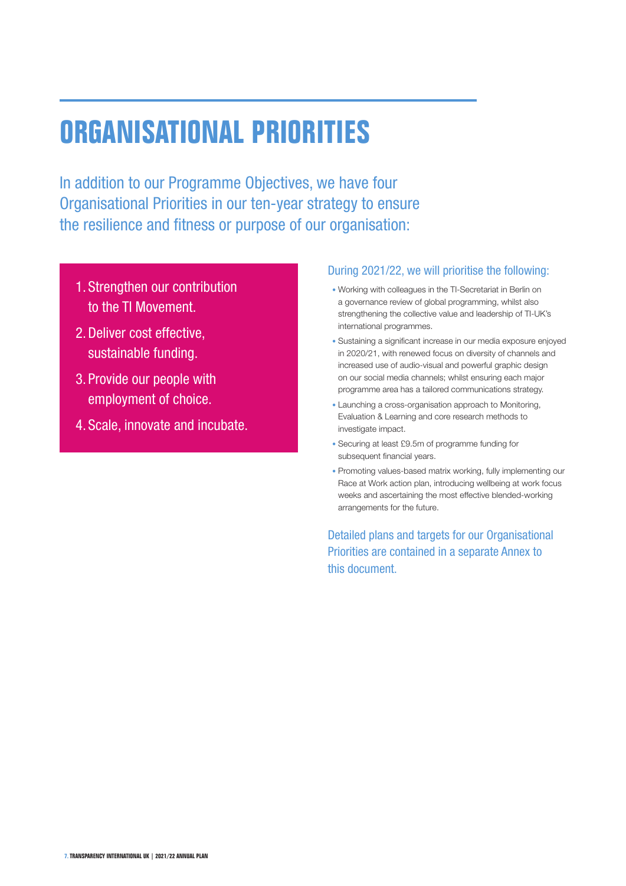# ORGANISATIONAL PRIORITIES

In addition to our Programme Objectives, we have four Organisational Priorities in our ten-year strategy to ensure the resilience and fitness or purpose of our organisation:

1. Strengthen our contribution to the TI Movement.
2. Deliver cost effective, sustainable funding.
3. Provide our people with employment of choice.
4. Scale, innovate and incubate.

During 2021/22, we will prioritise the following:

- Working with colleagues in the TI-Secretariat in Berlin on a governance review of global programming, whilst also strengthening the collective value and leadership of TI-UK's international programmes.
- Sustaining a significant increase in our media exposure enjoyed in 2020/21, with renewed focus on diversity of channels and increased use of audio-visual and powerful graphic design on our social media channels; whilst ensuring each major programme area has a tailored communications strategy.
- Launching a cross-organisation approach to Monitoring, Evaluation & Learning and core research methods to investigate impact.
- Securing at least £9.5m of programme funding for subsequent financial years.
- Promoting values-based matrix working, fully implementing our Race at Work action plan, introducing wellbeing at work focus weeks and ascertaining the most effective blended-working arrangements for the future.

Detailed plans and targets for our Organisational Priorities are contained in a separate Annex to this document.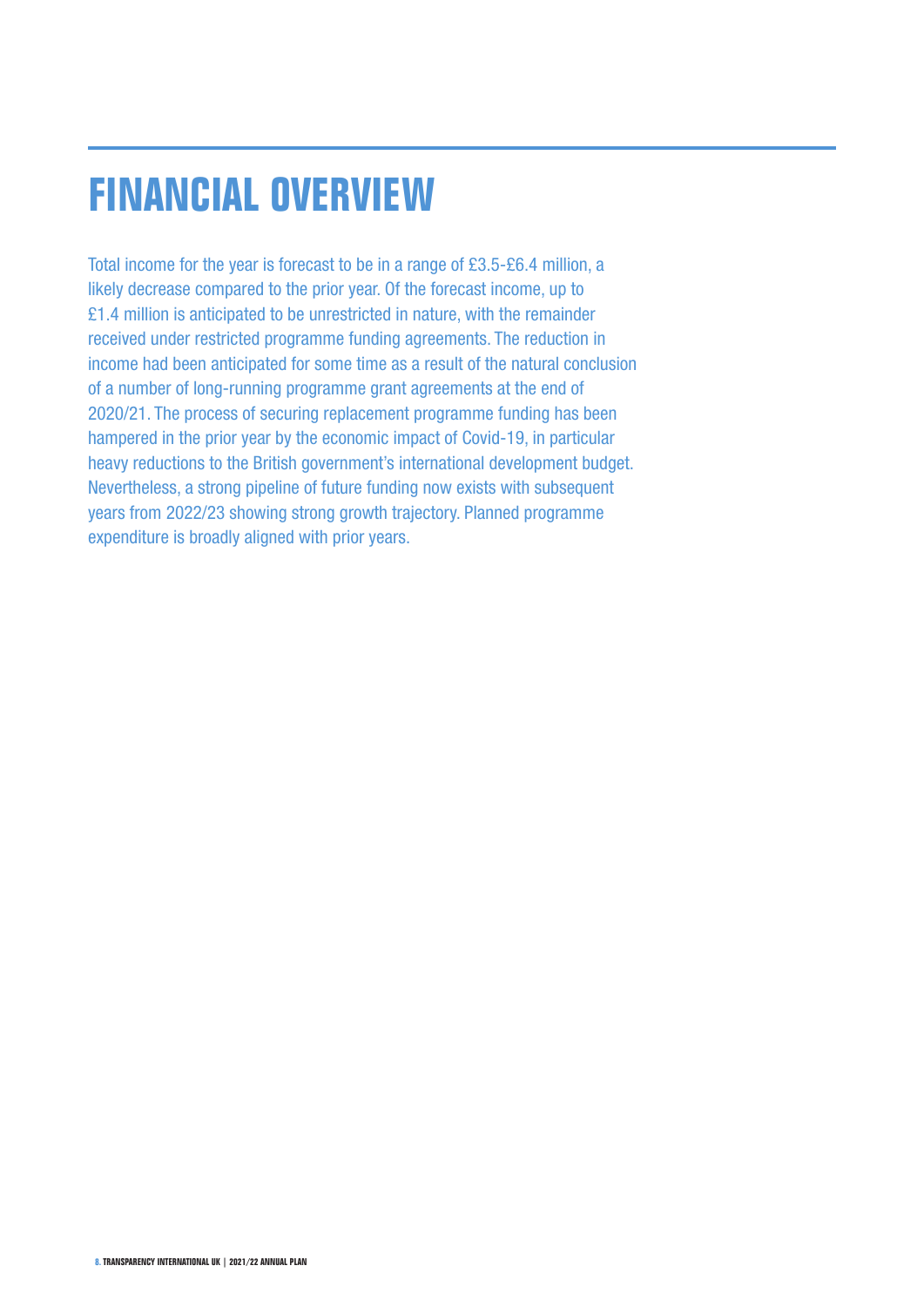# FINANCIAL OVERVIEW

Total income for the year is forecast to be in a range of £3.5-£6.4 million, a likely decrease compared to the prior year. Of the forecast income, up to £1.4 million is anticipated to be unrestricted in nature, with the remainder received under restricted programme funding agreements. The reduction in income had been anticipated for some time as a result of the natural conclusion of a number of long-running programme grant agreements at the end of 2020/21. The process of securing replacement programme funding has been hampered in the prior year by the economic impact of Covid-19, in particular heavy reductions to the British government's international development budget. Nevertheless, a strong pipeline of future funding now exists with subsequent years from 2022/23 showing strong growth trajectory. Planned programme expenditure is broadly aligned with prior years.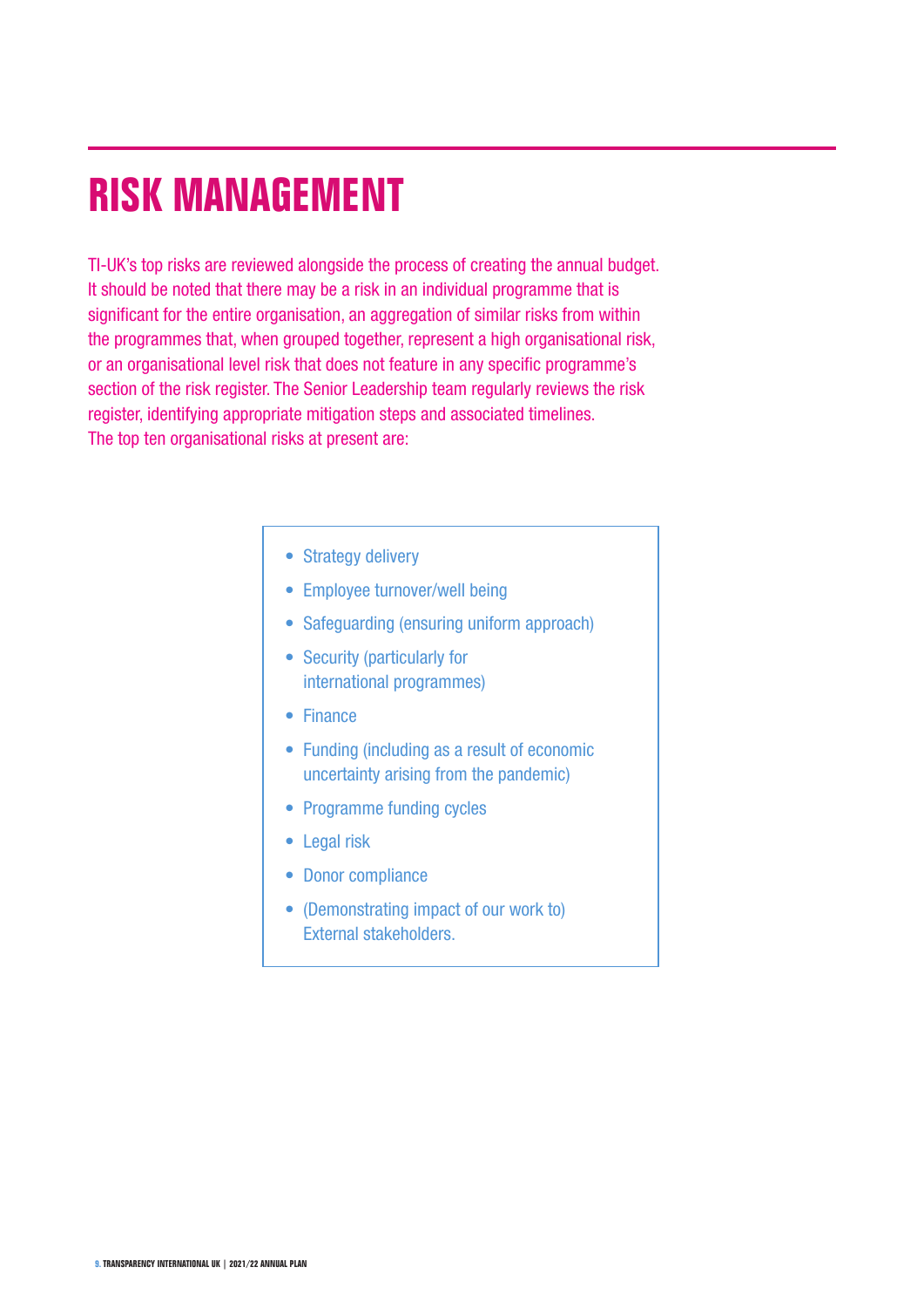# RISK MANAGEMENT

TI-UK's top risks are reviewed alongside the process of creating the annual budget. It should be noted that there may be a risk in an individual programme that is significant for the entire organisation, an aggregation of similar risks from within the programmes that, when grouped together, represent a high organisational risk, or an organisational level risk that does not feature in any specific programme's section of the risk register. The Senior Leadership team regularly reviews the risk register, identifying appropriate mitigation steps and associated timelines. The top ten organisational risks at present are:

- Strategy delivery
- Employee turnover/well being
- Safeguarding (ensuring uniform approach)
- Security (particularly for international programmes)
- Finance
- Funding (including as a result of economic uncertainty arising from the pandemic)
- Programme funding cycles
- Legal risk
- Donor compliance
- (Demonstrating impact of our work to) External stakeholders.